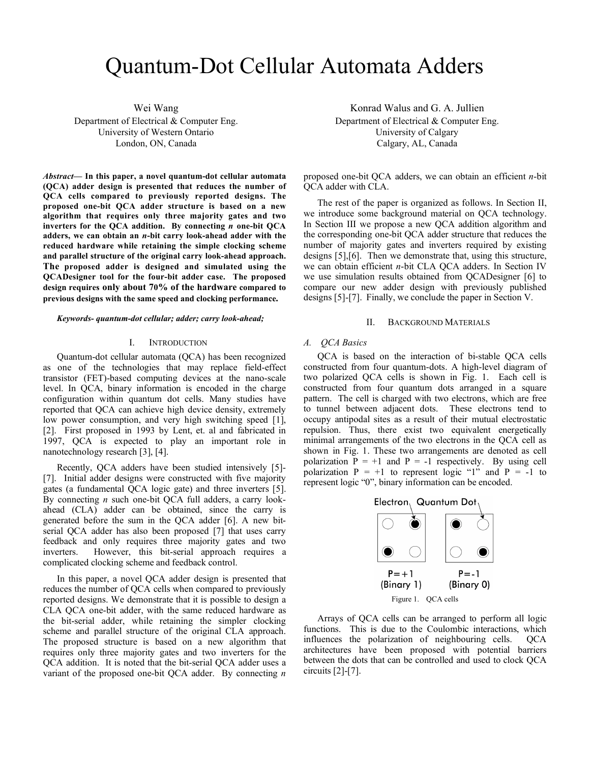# Quantum-Dot Cellular Automata Adders

Wei Wang
Department of Electrical & Computer Eng.
University of Western Ontario
London, ON, Canada

Konrad Walus and G. A. Jullien
Department of Electrical & Computer Eng.
University of Calgary
Calgary, AL, Canada

***Abstract*— In this paper, a novel quantum-dot cellular automata (QCA) adder design is presented that reduces the number of QCA cells compared to previously reported designs. The proposed one-bit QCA adder structure is based on a new algorithm that requires only three majority gates and two inverters for the QCA addition. By connecting *n* one-bit QCA adders, we can obtain an *n*-bit carry look-ahead adder with the reduced hardware while retaining the simple clocking scheme and parallel structure of the original carry look-ahead approach. The proposed adder is designed and simulated using the QCADesigner tool for the four-bit adder case. The proposed design requires only about 70% of the hardware compared to previous designs with the same speed and clocking performance.**

***Keywords- quantum-dot cellular; adder; carry look-ahead;***

## I. Introduction

Quantum-dot cellular automata (QCA) has been recognized as one of the technologies that may replace field-effect transistor (FET)-based computing devices at the nano-scale level. In QCA, binary information is encoded in the charge configuration within quantum dot cells. Many studies have reported that QCA can achieve high device density, extremely low power consumption, and very high switching speed [1], [2]. First proposed in 1993 by Lent, et. al and fabricated in 1997, QCA is expected to play an important role in nanotechnology research [3], [4].

Recently, QCA adders have been studied intensively [5]-[7]. Initial adder designs were constructed with five majority gates (a fundamental QCA logic gate) and three inverters [5]. By connecting *n* such one-bit QCA full adders, a carry look-ahead (CLA) adder can be obtained, since the carry is generated before the sum in the QCA adder [6]. A new bit-serial QCA adder has also been proposed [7] that uses carry feedback and only requires three majority gates and two inverters. However, this bit-serial approach requires a complicated clocking scheme and feedback control.

In this paper, a novel QCA adder design is presented that reduces the number of QCA cells when compared to previously reported designs. We demonstrate that it is possible to design a CLA QCA one-bit adder, with the same reduced hardware as the bit-serial adder, while retaining the simpler clocking scheme and parallel structure of the original CLA approach. The proposed structure is based on a new algorithm that requires only three majority gates and two inverters for the QCA addition. It is noted that the bit-serial QCA adder uses a variant of the proposed one-bit QCA adder. By connecting *n* proposed one-bit QCA adders, we can obtain an efficient *n*-bit QCA adder with CLA.

The rest of the paper is organized as follows. In Section II, we introduce some background material on QCA technology. In Section III we propose a new QCA addition algorithm and the corresponding one-bit QCA adder structure that reduces the number of majority gates and inverters required by existing designs [5],[6]. Then we demonstrate that, using this structure, we can obtain efficient *n*-bit CLA QCA adders. In Section IV we use simulation results obtained from QCADesigner [6] to compare our new adder design with previously published designs [5]-[7]. Finally, we conclude the paper in Section V.

## II. Background Materials

### *A. QCA Basics*

QCA is based on the interaction of bi-stable QCA cells constructed from four quantum-dots. A high-level diagram of two polarized QCA cells is shown in Fig. 1. Each cell is constructed from four quantum dots arranged in a square pattern. The cell is charged with two electrons, which are free to tunnel between adjacent dots. These electrons tend to occupy antipodal sites as a result of their mutual electrostatic repulsion. Thus, there exist two equivalent energetically minimal arrangements of the two electrons in the QCA cell as shown in Fig. 1. These two arrangements are denoted as cell polarization P = +1 and P = -1 respectively. By using cell polarization P = +1 to represent logic "1" and P = -1 to represent logic "0", binary information can be encoded.

Electron Quantum Dot

P=+1 (Binary 1) P=-1 (Binary 0)

Figure 1. QCA cells

Arrays of QCA cells can be arranged to perform all logic functions. This is due to the Coulombic interactions, which influences the polarization of neighbouring cells. QCA architectures have been proposed with potential barriers between the dots that can be controlled and used to clock QCA circuits [2]-[7].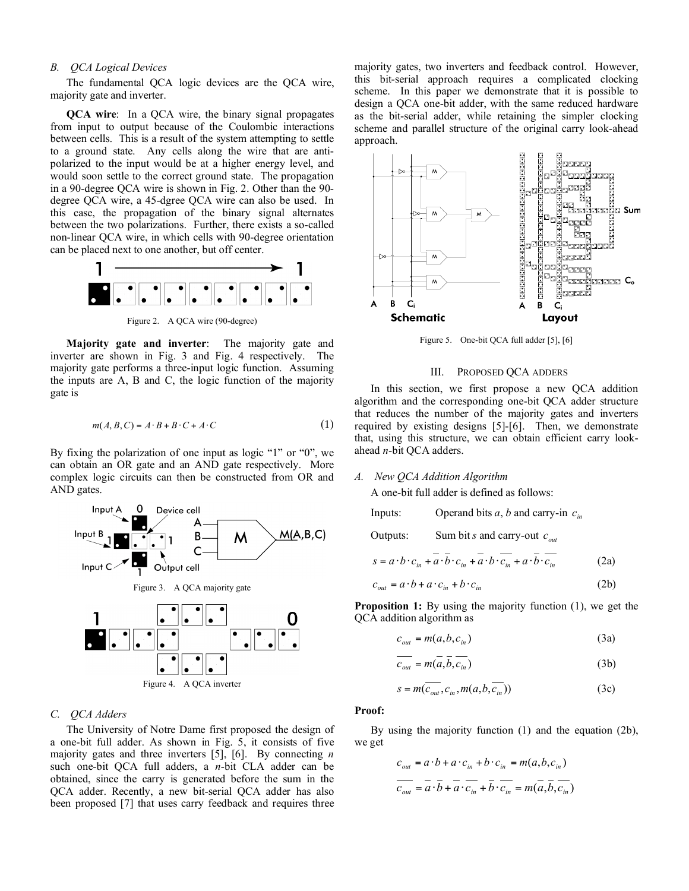### B. QCA Logical Devices

The fundamental QCA logic devices are the QCA wire, majority gate and inverter.

**QCA wire**: In a QCA wire, the binary signal propagates from input to output because of the Coulombic interactions between cells. This is a result of the system attempting to settle to a ground state. Any cells along the wire that are anti-polarized to the input would be at a higher energy level, and would soon settle to the correct ground state. The propagation in a 90-degree QCA wire is shown in Fig. 2. Other than the 90-degree QCA wire, a 45-dgree QCA wire can also be used. In this case, the propagation of the binary signal alternates between the two polarizations. Further, there exists a so-called non-linear QCA wire, in which cells with 90-degree orientation can be placed next to one another, but off center.

Figure 2. A QCA wire (90-degree)

**Majority gate and inverter**: The majority gate and inverter are shown in Fig. 3 and Fig. 4 respectively. The majority gate performs a three-input logic function. Assuming the inputs are A, B and C, the logic function of the majority gate is

$$m(A,B,C) = A \cdot B + B \cdot C + A \cdot C \tag{1}$$

By fixing the polarization of one input as logic "1" or "0", we can obtain an OR gate and an AND gate respectively. More complex logic circuits can then be constructed from OR and AND gates.

Figure 3. A QCA majority gate

Figure 4. A QCA inverter

### C. QCA Adders

The University of Notre Dame first proposed the design of a one-bit full adder. As shown in Fig. 5, it consists of five majority gates and three inverters [5], [6]. By connecting $n$ such one-bit QCA full adders, a $n$-bit CLA adder can be obtained, since the carry is generated before the sum in the QCA adder. Recently, a new bit-serial QCA adder has also been proposed [7] that uses carry feedback and requires three majority gates, two inverters and feedback control. However, this bit-serial approach requires a complicated clocking scheme. In this paper we demonstrate that it is possible to design a QCA one-bit adder, with the same reduced hardware as the bit-serial adder, while retaining the simpler clocking scheme and parallel structure of the original carry look-ahead approach.

Figure 5. One-bit QCA full adder [5], [6]

## III. Proposed QCA Adders

In this section, we first propose a new QCA addition algorithm and the corresponding one-bit QCA adder structure that reduces the number of the majority gates and inverters required by existing designs [5]-[6]. Then, we demonstrate that, using this structure, we can obtain efficient carry look-ahead $n$-bit QCA adders.

### A. New QCA Addition Algorithm

A one-bit full adder is defined as follows:

Inputs: Operand bits $a$, $b$ and carry-in $c_{in}$

Outputs: Sum bit $s$ and carry-out $c_{out}$

$$s = a \cdot b \cdot c_{in} + \overline{a} \cdot \overline{b} \cdot c_{in} + \overline{a} \cdot b \cdot \overline{c_{in}} + a \cdot \overline{b} \cdot \overline{c_{in}} \tag{2a}$$

$$c_{out} = a \cdot b + a \cdot c_{in} + b \cdot c_{in} \tag{2b}$$

**Proposition 1:** By using the majority function (1), we get the QCA addition algorithm as

$$c_{out} = m(a, b, c_{in}) \tag{3a}$$

$$\overline{c_{out}} = m(\overline{a}, \overline{b}, \overline{c_{in}}) \tag{3b}$$

$$s = m(\overline{c_{out}}, c_{in}, m(a, b, \overline{c_{in}})) \tag{3c}$$

**Proof:**

By using the majority function (1) and the equation (2b), we get

$$c_{out} = a \cdot b + a \cdot c_{in} + b \cdot c_{in} = m(a, b, c_{in})$$

$$\overline{c_{out}} = \overline{a} \cdot \overline{b} + \overline{a} \cdot \overline{c_{in}} + \overline{b} \cdot \overline{c_{in}} = m(\overline{a}, \overline{b}, \overline{c_{in}})$$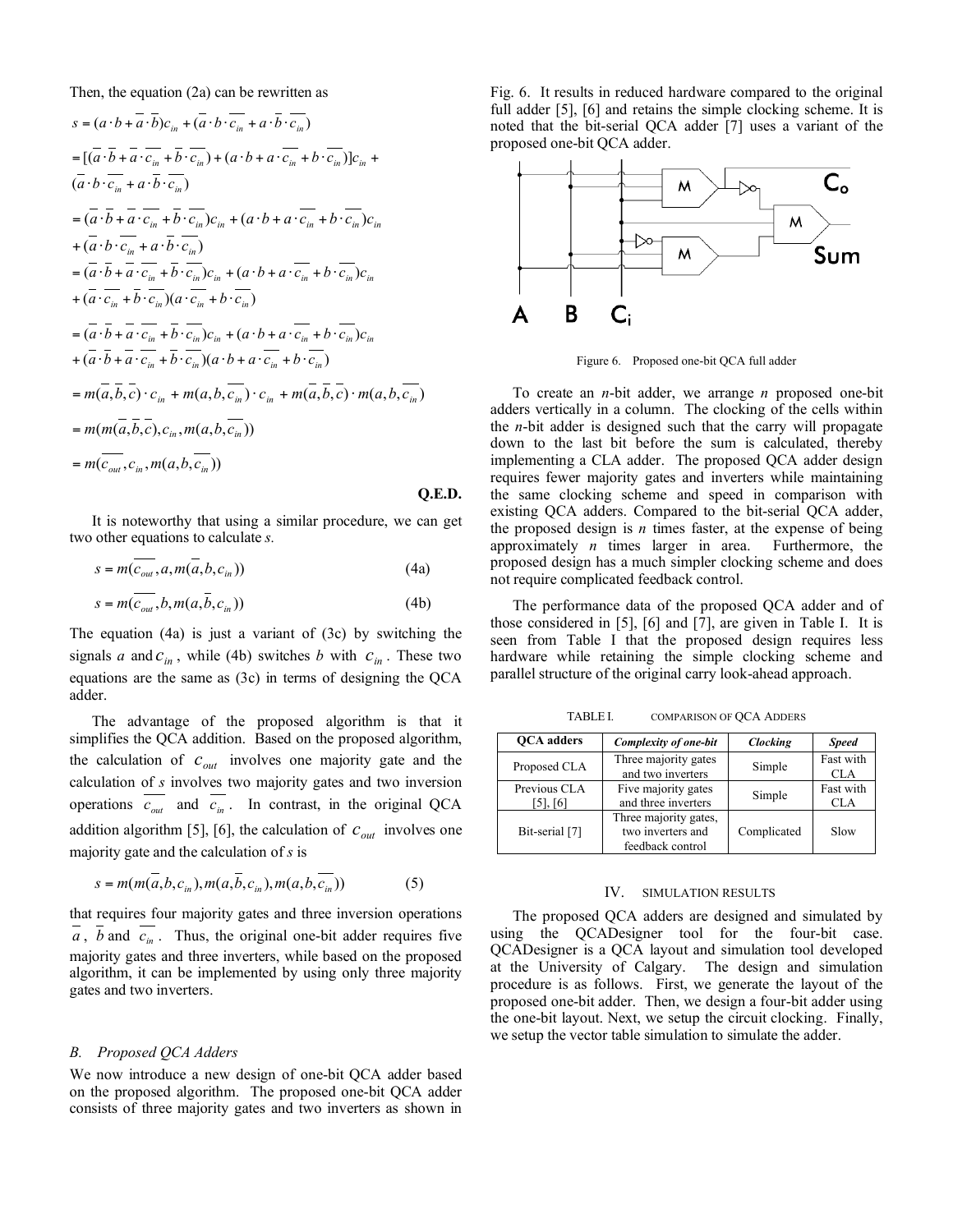Then, the equation (2a) can be rewritten as

$$s = (a \cdot b + \overline{a} \cdot \overline{b})c_{in} + (\overline{a} \cdot b \cdot \overline{c_{in}} + a \cdot \overline{b} \cdot \overline{c_{in}})$$

$$= [(\overline{a} \cdot \overline{b} + \overline{a} \cdot \overline{c_{in}} + \overline{b} \cdot \overline{c_{in}}) + (a \cdot b + a \cdot \overline{c_{in}} + b \cdot \overline{c_{in}})]c_{in} +$$
$$(\overline{a} \cdot b \cdot \overline{c_{in}} + a \cdot \overline{b} \cdot \overline{c_{in}})$$

$$= (\overline{a} \cdot \overline{b} + \overline{a} \cdot \overline{c_{in}} + \overline{b} \cdot \overline{c_{in}})c_{in} + (a \cdot b + a \cdot \overline{c_{in}} + b \cdot \overline{c_{in}})c_{in}$$
$$+ (\overline{a} \cdot b \cdot \overline{c_{in}} + a \cdot \overline{b} \cdot \overline{c_{in}})$$

$$= (\overline{a} \cdot \overline{b} + \overline{a} \cdot \overline{c_{in}} + \overline{b} \cdot \overline{c_{in}})c_{in} + (a \cdot b + a \cdot \overline{c_{in}} + b \cdot \overline{c_{in}})c_{in}$$
$$+ (\overline{a} \cdot \overline{c_{in}} + \overline{b} \cdot \overline{c_{in}})(a \cdot \overline{c_{in}} + b \cdot \overline{c_{in}})$$

$$= (\overline{a} \cdot \overline{b} + \overline{a} \cdot \overline{c_{in}} + \overline{b} \cdot \overline{c_{in}})c_{in} + (a \cdot b + a \cdot \overline{c_{in}} + b \cdot \overline{c_{in}})c_{in}$$
$$+ (\overline{a} \cdot \overline{b} + \overline{a} \cdot \overline{c_{in}} + \overline{b} \cdot \overline{c_{in}})(a \cdot b + a \cdot \overline{c_{in}} + b \cdot \overline{c_{in}})$$

$$= m(\overline{a}, \overline{b}, \overline{c}) \cdot c_{in} + m(a, b, \overline{c_{in}}) \cdot c_{in} + m(\overline{a}, \overline{b}, \overline{c}) \cdot m(a, b, \overline{c_{in}})$$

$$= m(m(\overline{a}, \overline{b}, \overline{c}), c_{in}, m(a, b, \overline{c_{in}}))$$

$$= m(\overline{c_{out}}, c_{in}, m(a, b, \overline{c_{in}}))$$

**Q.E.D.**

It is noteworthy that using a similar procedure, we can get two other equations to calculate *s*.

$$s = m(\overline{c_{out}}, a, m(\overline{a}, b, c_{in})) \quad (4a)$$

$$s = m(\overline{c_{out}}, b, m(a, \overline{b}, c_{in})) \quad (4b)$$

The equation (4a) is just a variant of (3c) by switching the signals $a$ and $c_{in}$, while (4b) switches $b$ with $c_{in}$. These two equations are the same as (3c) in terms of designing the QCA adder.

The advantage of the proposed algorithm is that it simplifies the QCA addition. Based on the proposed algorithm, the calculation of $c_{out}$ involves one majority gate and the calculation of *s* involves two majority gates and two inversion operations $\overline{c_{out}}$ and $\overline{c_{in}}$. In contrast, in the original QCA addition algorithm [5], [6], the calculation of $c_{out}$ involves one majority gate and the calculation of *s* is

$$s = m(m(\overline{a}, b, c_{in}), m(a, \overline{b}, c_{in}), m(a, b, \overline{c_{in}})) \quad (5)$$

that requires four majority gates and three inversion operations $\overline{a}$, $\overline{b}$ and $\overline{c_{in}}$. Thus, the original one-bit adder requires five majority gates and three inverters, while based on the proposed algorithm, it can be implemented by using only three majority gates and two inverters.

## B. Proposed QCA Adders

We now introduce a new design of one-bit QCA adder based on the proposed algorithm. The proposed one-bit QCA adder consists of three majority gates and two inverters as shown in Fig. 6. It results in reduced hardware compared to the original full adder [5], [6] and retains the simple clocking scheme. It is noted that the bit-serial QCA adder [7] uses a variant of the proposed one-bit QCA adder.

Figure 6. Proposed one-bit QCA full adder

To create an *n*-bit adder, we arrange *n* proposed one-bit adders vertically in a column. The clocking of the cells within the *n*-bit adder is designed such that the carry will propagate down to the last bit before the sum is calculated, thereby implementing a CLA adder. The proposed QCA adder design requires fewer majority gates and inverters while maintaining the same clocking scheme and speed in comparison with existing QCA adders. Compared to the bit-serial QCA adder, the proposed design is *n* times faster, at the expense of being approximately *n* times larger in area. Furthermore, the proposed design has a much simpler clocking scheme and does not require complicated feedback control.

The performance data of the proposed QCA adder and of those considered in [5], [6] and [7], are given in Table I. It is seen from Table I that the proposed design requires less hardware while retaining the simple clocking scheme and parallel structure of the original carry look-ahead approach.

TABLE I. COMPARISON OF QCA ADDERS

| QCA adders | *Complexity of one-bit* | *Clocking* | *Speed* |
|---|---|---|---|
| Proposed CLA | Three majority gates and two inverters | Simple | Fast with CLA |
| Previous CLA [5], [6] | Five majority gates and three inverters | Simple | Fast with CLA |
| Bit-serial [7] | Three majority gates, two inverters and feedback control | Complicated | Slow |

## IV. SIMULATION RESULTS

The proposed QCA adders are designed and simulated by using the QCADesigner tool for the four-bit case. QCADesigner is a QCA layout and simulation tool developed at the University of Calgary. The design and simulation procedure is as follows. First, we generate the layout of the proposed one-bit adder. Then, we design a four-bit adder using the one-bit layout. Next, we setup the circuit clocking. Finally, we setup the vector table simulation to simulate the adder.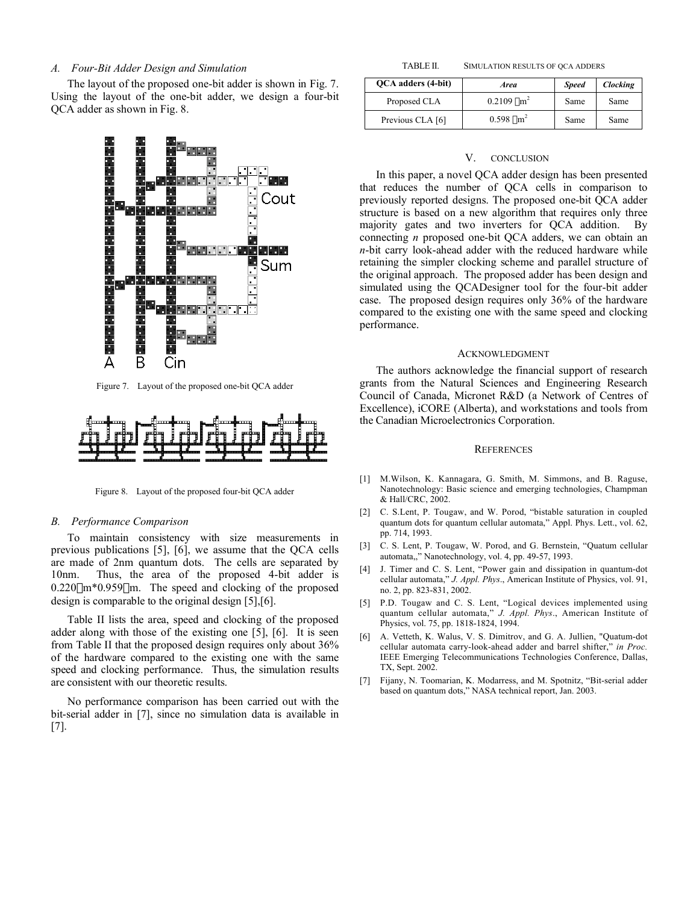### A. Four-Bit Adder Design and Simulation

The layout of the proposed one-bit adder is shown in Fig. 7. Using the layout of the one-bit adder, we design a four-bit QCA adder as shown in Fig. 8.

A B Cin

Cout

Sum

Figure 7. Layout of the proposed one-bit QCA adder

Figure 8. Layout of the proposed four-bit QCA adder

### B. Performance Comparison

To maintain consistency with size measurements in previous publications [5], [6], we assume that the QCA cells are made of 2nm quantum dots. The cells are separated by 10nm. Thus, the area of the proposed 4-bit adder is 0.220 m*0.959 m. The speed and clocking of the proposed design is comparable to the original design [5],[6].

Table II lists the area, speed and clocking of the proposed adder along with those of the existing one [5], [6]. It is seen from Table II that the proposed design requires only about 36% of the hardware compared to the existing one with the same speed and clocking performance. Thus, the simulation results are consistent with our theoretic results.

No performance comparison has been carried out with the bit-serial adder in [7], since no simulation data is available in [7].

TABLE II. SIMULATION RESULTS OF QCA ADDERS

| QCA adders (4-bit) | *Area* | *Speed* | *Clocking* |
|---|---|---|---|
| Proposed CLA | 0.2109 $m^2$ | Same | Same |
| Previous CLA [6] | 0.598 $m^2$ | Same | Same |

## V. CONCLUSION

In this paper, a novel QCA adder design has been presented that reduces the number of QCA cells in comparison to previously reported designs. The proposed one-bit QCA adder structure is based on a new algorithm that requires only three majority gates and two inverters for QCA addition. By connecting *n* proposed one-bit QCA adders, we can obtain an *n*-bit carry look-ahead adder with the reduced hardware while retaining the simpler clocking scheme and parallel structure of the original approach. The proposed adder has been design and simulated using the QCADesigner tool for the four-bit adder case. The proposed design requires only 36% of the hardware compared to the existing one with the same speed and clocking performance.

## ACKNOWLEDGMENT

The authors acknowledge the financial support of research grants from the Natural Sciences and Engineering Research Council of Canada, Micronet R&D (a Network of Centres of Excellence), iCORE (Alberta), and workstations and tools from the Canadian Microelectronics Corporation.

## REFERENCES

[1] M.Wilson, K. Kannagara, G. Smith, M. Simmons, and B. Raguse, Nanotechnology: Basic science and emerging technologies, Champman & Hall/CRC, 2002.

[2] C. S.Lent, P. Tougaw, and W. Porod, "bistable saturation in coupled quantum dots for quantum cellular automata," Appl. Phys. Lett., vol. 62, pp. 714, 1993.

[3] C. S. Lent, P. Tougaw, W. Porod, and G. Bernstein, "Quatum cellular automata,," Nanotechnology, vol. 4, pp. 49-57, 1993.

[4] J. Timer and C. S. Lent, "Power gain and dissipation in quantum-dot cellular automata," *J. Appl. Phys*., American Institute of Physics, vol. 91, no. 2, pp. 823-831, 2002.

[5] P.D. Tougaw and C. S. Lent, "Logical devices implemented using quantum cellular automata," *J. Appl. Phys*., American Institute of Physics, vol. 75, pp. 1818-1824, 1994.

[6] A. Vetteth, K. Walus, V. S. Dimitrov, and G. A. Jullien, "Quatum-dot cellular automata carry-look-ahead adder and barrel shifter," *in Proc.* IEEE Emerging Telecommunications Technologies Conference, Dallas, TX, Sept. 2002.

[7] Fijany, N. Toomarian, K. Modarress, and M. Spotnitz, "Bit-serial adder based on quantum dots," NASA technical report, Jan. 2003.